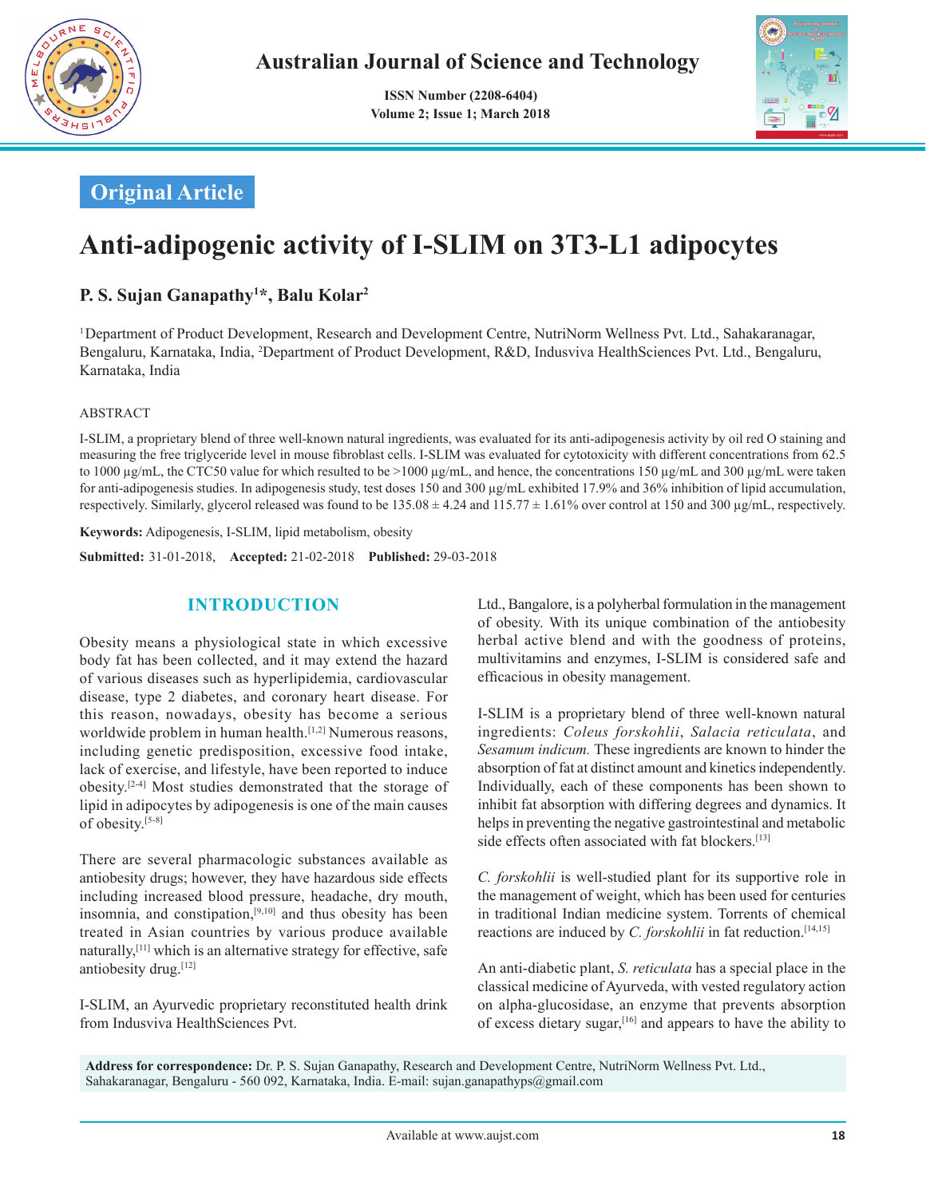# Original Article

# Anti-adipogenic activity of I-SLIM on 3T3-L1 adipocytes

**P. S. Sujan Ganapathy[1]*, Balu Kolar[2]**

[1]Department of Product Development, Research and Development Centre, NutriNorm Wellness Pvt. Ltd., Sahakaranagar, Bengaluru, Karnataka, India, [2]Department of Product Development, R&D, Indusviva HealthSciences Pvt. Ltd., Bengaluru, Karnataka, India

ABSTRACT

I-SLIM, a proprietary blend of three well-known natural ingredients, was evaluated for its anti-adipogenesis activity by oil red O staining and measuring the free triglyceride level in mouse fibroblast cells. I-SLIM was evaluated for cytotoxicity with different concentrations from 62.5 to 1000 µg/mL, the CTC50 value for which resulted to be >1000 µg/mL, and hence, the concentrations 150 µg/mL and 300 µg/mL were taken for anti-adipogenesis studies. In adipogenesis study, test doses 150 and 300 µg/mL exhibited 17.9% and 36% inhibition of lipid accumulation, respectively. Similarly, glycerol released was found to be 135.08 ± 4.24 and 115.77 ± 1.61% over control at 150 and 300 µg/mL, respectively.

**Keywords:** Adipogenesis, I-SLIM, lipid metabolism, obesity

**Submitted:** 31-01-2018, **Accepted:** 21-02-2018 **Published:** 29-03-2018

## INTRODUCTION

Obesity means a physiological state in which excessive body fat has been collected, and it may extend the hazard of various diseases such as hyperlipidemia, cardiovascular disease, type 2 diabetes, and coronary heart disease. For this reason, nowadays, obesity has become a serious worldwide problem in human health.[1,2] Numerous reasons, including genetic predisposition, excessive food intake, lack of exercise, and lifestyle, have been reported to induce obesity.[2-4] Most studies demonstrated that the storage of lipid in adipocytes by adipogenesis is one of the main causes of obesity.[5-8]

There are several pharmacologic substances available as antiobesity drugs; however, they have hazardous side effects including increased blood pressure, headache, dry mouth, insomnia, and constipation,[9,10] and thus obesity has been treated in Asian countries by various produce available naturally,[11] which is an alternative strategy for effective, safe antiobesity drug.[12]

I-SLIM, an Ayurvedic proprietary reconstituted health drink from Indusviva HealthSciences Pvt. Ltd., Bangalore, is a polyherbal formulation in the management of obesity. With its unique combination of the antiobesity herbal active blend and with the goodness of proteins, multivitamins and enzymes, I-SLIM is considered safe and efficacious in obesity management.

I-SLIM is a proprietary blend of three well-known natural ingredients: *Coleus forskohlii*, *Salacia reticulata*, and *Sesamum indicum.* These ingredients are known to hinder the absorption of fat at distinct amount and kinetics independently. Individually, each of these components has been shown to inhibit fat absorption with differing degrees and dynamics. It helps in preventing the negative gastrointestinal and metabolic side effects often associated with fat blockers.[13]

*C. forskohlii* is well-studied plant for its supportive role in the management of weight, which has been used for centuries in traditional Indian medicine system. Torrents of chemical reactions are induced by *C. forskohlii* in fat reduction.[14,15]

An anti-diabetic plant, *S. reticulata* has a special place in the classical medicine of Ayurveda, with vested regulatory action on alpha-glucosidase, an enzyme that prevents absorption of excess dietary sugar,[16] and appears to have the ability to

**Address for correspondence:** Dr. P. S. Sujan Ganapathy, Research and Development Centre, NutriNorm Wellness Pvt. Ltd., Sahakaranagar, Bengaluru - 560 092, Karnataka, India. E-mail: sujan.ganapathyps@gmail.com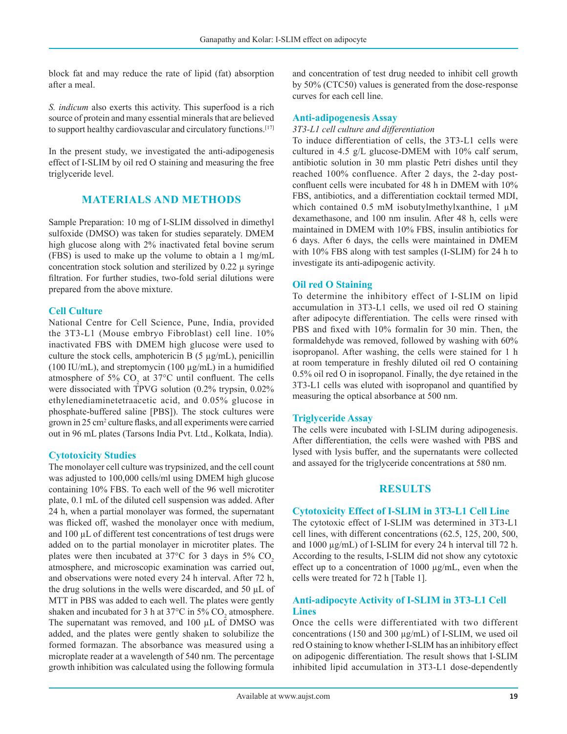block fat and may reduce the rate of lipid (fat) absorption after a meal.

*S. indicum* also exerts this activity. This superfood is a rich source of protein and many essential minerals that are believed to support healthy cardiovascular and circulatory functions.[17]

In the present study, we investigated the anti-adipogenesis effect of I-SLIM by oil red O staining and measuring the free triglyceride level.

## MATERIALS AND METHODS

Sample Preparation: 10 mg of I-SLIM dissolved in dimethyl sulfoxide (DMSO) was taken for studies separately. DMEM high glucose along with 2% inactivated fetal bovine serum (FBS) is used to make up the volume to obtain a 1 mg/mL concentration stock solution and sterilized by 0.22 μ syringe filtration. For further studies, two-fold serial dilutions were prepared from the above mixture.

### Cell Culture

National Centre for Cell Science, Pune, India, provided the 3T3-L1 (Mouse embryo Fibroblast) cell line. 10% inactivated FBS with DMEM high glucose were used to culture the stock cells, amphotericin B (5 μg/mL), penicillin (100 IU/mL), and streptomycin (100 μg/mL) in a humidified atmosphere of 5% $CO_2$ at 37°C until confluent. The cells were dissociated with TPVG solution (0.2% trypsin, 0.02% ethylenediaminetetraacetic acid, and 0.05% glucose in phosphate-buffered saline [PBS]). The stock cultures were grown in 25 $cm^2$ culture flasks, and all experiments were carried out in 96 mL plates (Tarsons India Pvt. Ltd., Kolkata, India).

### Cytotoxicity Studies

The monolayer cell culture was trypsinized, and the cell count was adjusted to 100,000 cells/ml using DMEM high glucose containing 10% FBS. To each well of the 96 well microtiter plate, 0.1 mL of the diluted cell suspension was added. After 24 h, when a partial monolayer was formed, the supernatant was flicked off, washed the monolayer once with medium, and 100 μL of different test concentrations of test drugs were added on to the partial monolayer in microtiter plates. The plates were then incubated at 37°C for 3 days in 5% $CO_2$ atmosphere, and microscopic examination was carried out, and observations were noted every 24 h interval. After 72 h, the drug solutions in the wells were discarded, and 50 μL of MTT in PBS was added to each well. The plates were gently shaken and incubated for 3 h at 37°C in 5% $CO_2$ atmosphere. The supernatant was removed, and 100 μL of DMSO was added, and the plates were gently shaken to solubilize the formed formazan. The absorbance was measured using a microplate reader at a wavelength of 540 nm. The percentage growth inhibition was calculated using the following formula and concentration of test drug needed to inhibit cell growth by 50% (CTC50) values is generated from the dose-response curves for each cell line.

### Anti-adipogenesis Assay

*3T3-L1 cell culture and differentiation*

To induce differentiation of cells, the 3T3-L1 cells were cultured in 4.5 g/L glucose-DMEM with 10% calf serum, antibiotic solution in 30 mm plastic Petri dishes until they reached 100% confluence. After 2 days, the 2-day post-confluent cells were incubated for 48 h in DMEM with 10% FBS, antibiotics, and a differentiation cocktail termed MDI, which contained 0.5 mM isobutylmethylxanthine, 1 μM dexamethasone, and 100 nm insulin. After 48 h, cells were maintained in DMEM with 10% FBS, insulin antibiotics for 6 days. After 6 days, the cells were maintained in DMEM with 10% FBS along with test samples (I-SLIM) for 24 h to investigate its anti-adipogenic activity.

### Oil red O Staining

To determine the inhibitory effect of I-SLIM on lipid accumulation in 3T3-L1 cells, we used oil red O staining after adipocyte differentiation. The cells were rinsed with PBS and fixed with 10% formalin for 30 min. Then, the formaldehyde was removed, followed by washing with 60% isopropanol. After washing, the cells were stained for 1 h at room temperature in freshly diluted oil red O containing 0.5% oil red O in isopropanol. Finally, the dye retained in the 3T3-L1 cells was eluted with isopropanol and quantified by measuring the optical absorbance at 500 nm.

### Triglyceride Assay

The cells were incubated with I-SLIM during adipogenesis. After differentiation, the cells were washed with PBS and lysed with lysis buffer, and the supernatants were collected and assayed for the triglyceride concentrations at 580 nm.

## RESULTS

### Cytotoxicity Effect of I-SLIM in 3T3-L1 Cell Line

The cytotoxic effect of I-SLIM was determined in 3T3-L1 cell lines, with different concentrations (62.5, 125, 200, 500, and 1000 μg/mL) of I-SLIM for every 24 h interval till 72 h. According to the results, I-SLIM did not show any cytotoxic effect up to a concentration of 1000 μg/mL, even when the cells were treated for 72 h [Table 1].

### Anti-adipocyte Activity of I-SLIM in 3T3-L1 Cell Lines

Once the cells were differentiated with two different concentrations (150 and 300 μg/mL) of I-SLIM, we used oil red O staining to know whether I-SLIM has an inhibitory effect on adipogenic differentiation. The result shows that I-SLIM inhibited lipid accumulation in 3T3-L1 dose-dependently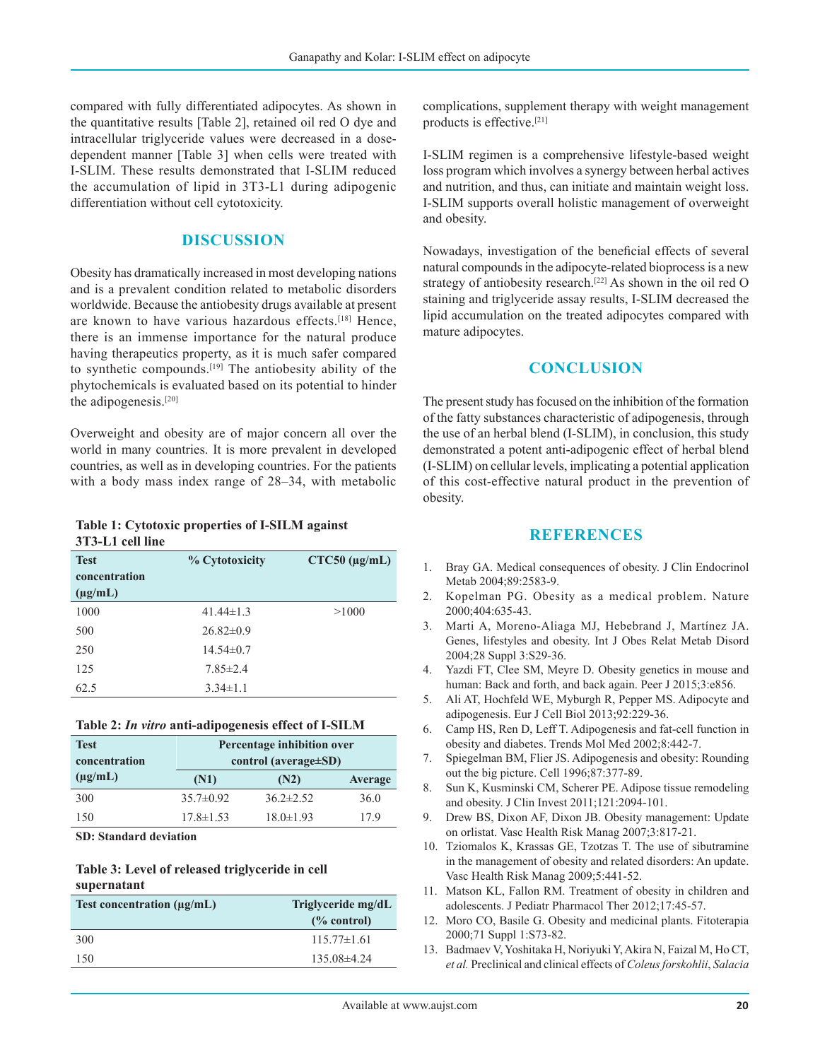compared with fully differentiated adipocytes. As shown in the quantitative results [Table 2], retained oil red O dye and intracellular triglyceride values were decreased in a dose-dependent manner [Table 3] when cells were treated with I-SLIM. These results demonstrated that I-SLIM reduced the accumulation of lipid in 3T3-L1 during adipogenic differentiation without cell cytotoxicity.

## DISCUSSION

Obesity has dramatically increased in most developing nations and is a prevalent condition related to metabolic disorders worldwide. Because the antiobesity drugs available at present are known to have various hazardous effects.[18] Hence, there is an immense importance for the natural produce having therapeutics property, as it is much safer compared to synthetic compounds.[19] The antiobesity ability of the phytochemicals is evaluated based on its potential to hinder the adipogenesis.[20]

Overweight and obesity are of major concern all over the world in many countries. It is more prevalent in developed countries, as well as in developing countries. For the patients with a body mass index range of 28–34, with metabolic complications, supplement therapy with weight management products is effective.[21]

I-SLIM regimen is a comprehensive lifestyle-based weight loss program which involves a synergy between herbal actives and nutrition, and thus, can initiate and maintain weight loss. I-SLIM supports overall holistic management of overweight and obesity.

Nowadays, investigation of the beneficial effects of several natural compounds in the adipocyte-related bioprocess is a new strategy of antiobesity research.[22] As shown in the oil red O staining and triglyceride assay results, I-SLIM decreased the lipid accumulation on the treated adipocytes compared with mature adipocytes.

**Table 1: Cytotoxic properties of I-SILM against 3T3-L1 cell line**

| Test concentration (µg/mL) | % Cytotoxicity | CTC50 (µg/mL) |
|---|---|---|
| 1000 | 41.44±1.3 | >1000 |
| 500 | 26.82±0.9 | |
| 250 | 14.54±0.7 | |
| 125 | 7.85±2.4 | |
| 62.5 | 3.34±1.1 | |

**Table 2: *In vitro* anti-adipogenesis effect of I-SILM**

| Test concentration (µg/mL) | Percentage inhibition over control (average±SD) | | |
|---|---|---|---|
| | (N1) | (N2) | Average |
| 300 | 35.7±0.92 | 36.2±2.52 | 36.0 |
| 150 | 17.8±1.53 | 18.0±1.93 | 17.9 |

**SD: Standard deviation**

**Table 3: Level of released triglyceride in cell supernatant**

| Test concentration (µg/mL) | Triglyceride mg/dL (% control) |
|---|---|
| 300 | 115.77±1.61 |
| 150 | 135.08±4.24 |

## CONCLUSION

The present study has focused on the inhibition of the formation of the fatty substances characteristic of adipogenesis, through the use of an herbal blend (I-SLIM), in conclusion, this study demonstrated a potent anti-adipogenic effect of herbal blend (I-SLIM) on cellular levels, implicating a potential application of this cost-effective natural product in the prevention of obesity.

## REFERENCES

1. Bray GA. Medical consequences of obesity. J Clin Endocrinol Metab 2004;89:2583-9.
2. Kopelman PG. Obesity as a medical problem. Nature 2000;404:635-43.
3. Marti A, Moreno-Aliaga MJ, Hebebrand J, Martínez JA. Genes, lifestyles and obesity. Int J Obes Relat Metab Disord 2004;28 Suppl 3:S29-36.
4. Yazdi FT, Clee SM, Meyre D. Obesity genetics in mouse and human: Back and forth, and back again. Peer J 2015;3:e856.
5. Ali AT, Hochfeld WE, Myburgh R, Pepper MS. Adipocyte and adipogenesis. Eur J Cell Biol 2013;92:229-36.
6. Camp HS, Ren D, Leff T. Adipogenesis and fat-cell function in obesity and diabetes. Trends Mol Med 2002;8:442-7.
7. Spiegelman BM, Flier JS. Adipogenesis and obesity: Rounding out the big picture. Cell 1996;87:377-89.
8. Sun K, Kusminski CM, Scherer PE. Adipose tissue remodeling and obesity. J Clin Invest 2011;121:2094-101.
9. Drew BS, Dixon AF, Dixon JB. Obesity management: Update on orlistat. Vasc Health Risk Manag 2007;3:817-21.
10. Tziomalos K, Krassas GE, Tzotzas T. The use of sibutramine in the management of obesity and related disorders: An update. Vasc Health Risk Manag 2009;5:441-52.
11. Matson KL, Fallon RM. Treatment of obesity in children and adolescents. J Pediatr Pharmacol Ther 2012;17:45-57.
12. Moro CO, Basile G. Obesity and medicinal plants. Fitoterapia 2000;71 Suppl 1:S73-82.
13. Badmaev V, Yoshitaka H, Noriyuki Y, Akira N, Faizal M, Ho CT, *et al.* Preclinical and clinical effects of *Coleus forskohlii*, *Salacia*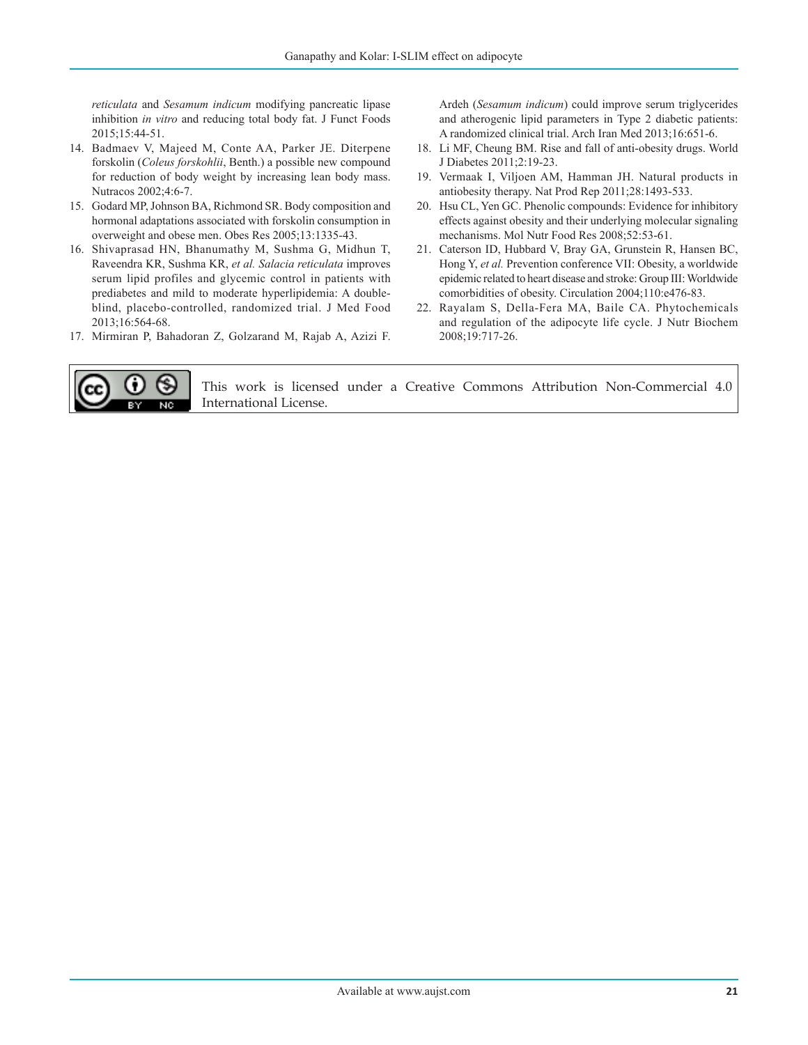*reticulata* and *Sesamum indicum* modifying pancreatic lipase inhibition *in vitro* and reducing total body fat. J Funct Foods 2015;15:44-51.

14. Badmaev V, Majeed M, Conte AA, Parker JE. Diterpene forskolin (*Coleus forskohlii*, Benth.) a possible new compound for reduction of body weight by increasing lean body mass. Nutracos 2002;4:6-7.
15. Godard MP, Johnson BA, Richmond SR. Body composition and hormonal adaptations associated with forskolin consumption in overweight and obese men. Obes Res 2005;13:1335-43.
16. Shivaprasad HN, Bhanumathy M, Sushma G, Midhun T, Raveendra KR, Sushma KR, *et al. Salacia reticulata* improves serum lipid profiles and glycemic control in patients with prediabetes and mild to moderate hyperlipidemia: A double-blind, placebo-controlled, randomized trial. J Med Food 2013;16:564-68.
17. Mirmiran P, Bahadoran Z, Golzarand M, Rajab A, Azizi F. Ardeh (*Sesamum indicum*) could improve serum triglycerides and atherogenic lipid parameters in Type 2 diabetic patients: A randomized clinical trial. Arch Iran Med 2013;16:651-6.
18. Li MF, Cheung BM. Rise and fall of anti-obesity drugs. World J Diabetes 2011;2:19-23.
19. Vermaak I, Viljoen AM, Hamman JH. Natural products in antiobesity therapy. Nat Prod Rep 2011;28:1493-533.
20. Hsu CL, Yen GC. Phenolic compounds: Evidence for inhibitory effects against obesity and their underlying molecular signaling mechanisms. Mol Nutr Food Res 2008;52:53-61.
21. Caterson ID, Hubbard V, Bray GA, Grunstein R, Hansen BC, Hong Y, *et al.* Prevention conference VII: Obesity, a worldwide epidemic related to heart disease and stroke: Group III: Worldwide comorbidities of obesity. Circulation 2004;110:e476-83.
22. Rayalam S, Della-Fera MA, Baile CA. Phytochemicals and regulation of the adipocyte life cycle. J Nutr Biochem 2008;19:717-26.

This work is licensed under a Creative Commons Attribution Non-Commercial 4.0 International License.